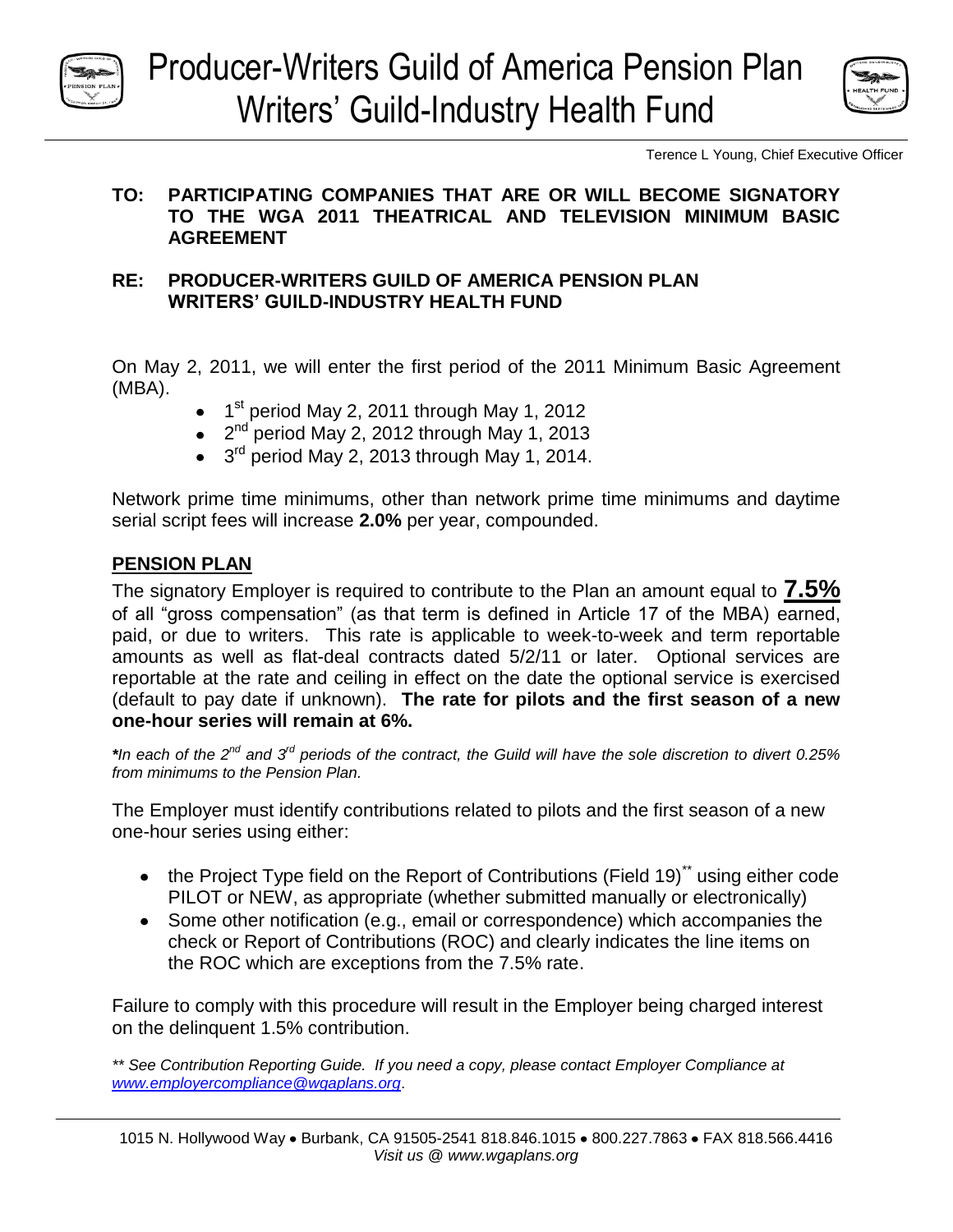# Producer-Writers Guild of America Pension Plan
# Writers' Guild-Industry Health Fund

Terence L Young, Chief Executive Officer

**TO: PARTICIPATING COMPANIES THAT ARE OR WILL BECOME SIGNATORY TO THE WGA 2011 THEATRICAL AND TELEVISION MINIMUM BASIC AGREEMENT**

**RE: PRODUCER-WRITERS GUILD OF AMERICA PENSION PLAN WRITERS' GUILD-INDUSTRY HEALTH FUND**

On May 2, 2011, we will enter the first period of the 2011 Minimum Basic Agreement (MBA).

- 1st period May 2, 2011 through May 1, 2012
- 2nd period May 2, 2012 through May 1, 2013
- 3rd period May 2, 2013 through May 1, 2014.

Network prime time minimums, other than network prime time minimums and daytime serial script fees will increase **2.0%** per year, compounded.

## PENSION PLAN

The signatory Employer is required to contribute to the Plan an amount equal to **7.5%** of all "gross compensation" (as that term is defined in Article 17 of the MBA) earned, paid, or due to writers. This rate is applicable to week-to-week and term reportable amounts as well as flat-deal contracts dated 5/2/11 or later. Optional services are reportable at the rate and ceiling in effect on the date the optional service is exercised (default to pay date if unknown). **The rate for pilots and the first season of a new one-hour series will remain at 6%.**

***In each of the 2nd and 3rd periods of the contract, the Guild will have the sole discretion to divert 0.25% from minimums to the Pension Plan.***

The Employer must identify contributions related to pilots and the first season of a new one-hour series using either:

- the Project Type field on the Report of Contributions (Field 19)** using either code PILOT or NEW, as appropriate (whether submitted manually or electronically)
- Some other notification (e.g., email or correspondence) which accompanies the check or Report of Contributions (ROC) and clearly indicates the line items on the ROC which are exceptions from the 7.5% rate.

Failure to comply with this procedure will result in the Employer being charged interest on the delinquent 1.5% contribution.

*** See Contribution Reporting Guide. If you need a copy, please contact Employer Compliance at www.employercompliance@wgaplans.org.*

1015 N. Hollywood Way • Burbank, CA 91505-2541 818.846.1015 • 800.227.7863 • FAX 818.566.4416
*Visit us @ www.wgaplans.org*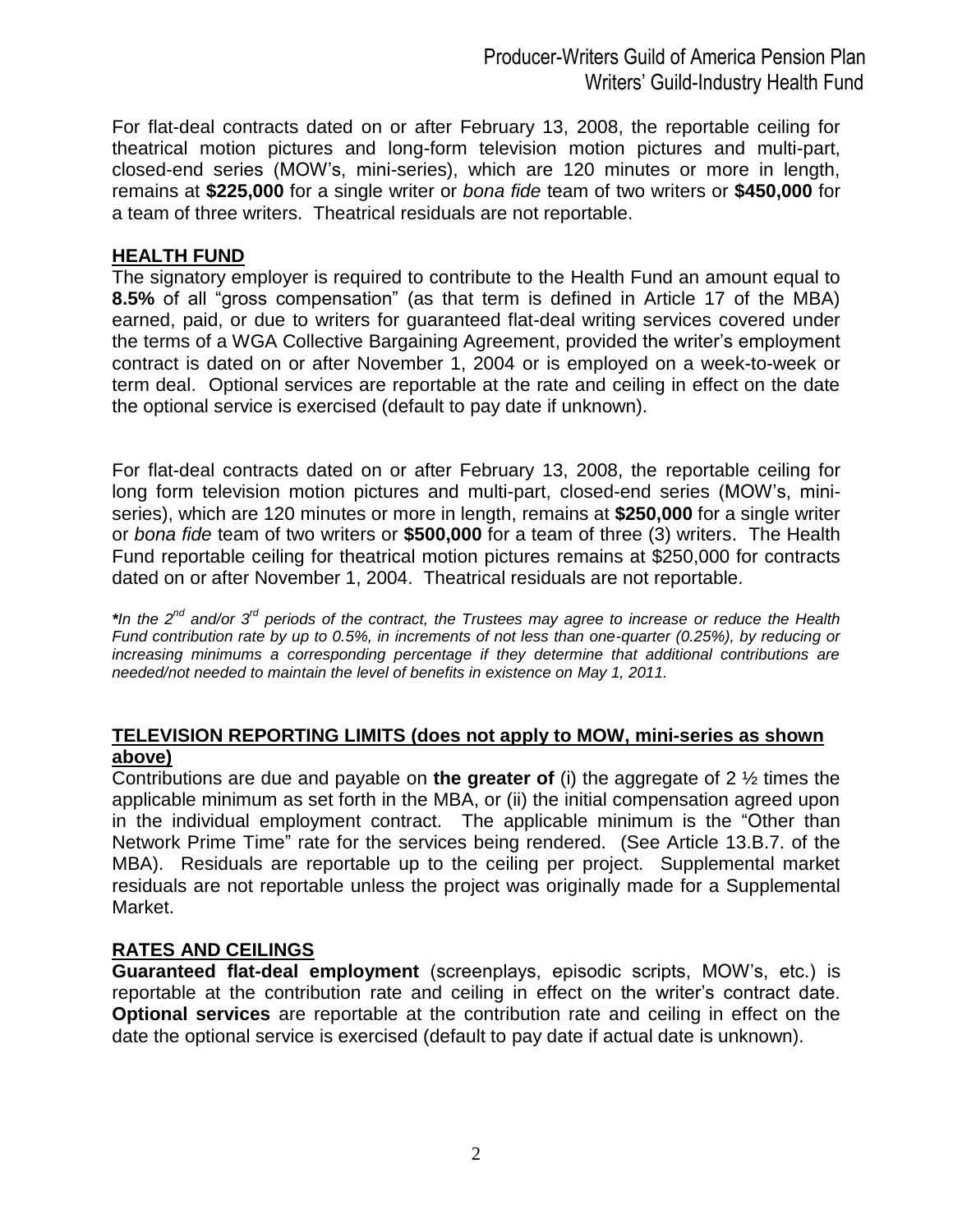For flat-deal contracts dated on or after February 13, 2008, the reportable ceiling for theatrical motion pictures and long-form television motion pictures and multi-part, closed-end series (MOW's, mini-series), which are 120 minutes or more in length, remains at **$225,000** for a single writer or *bona fide* team of two writers or **$450,000** for a team of three writers. Theatrical residuals are not reportable.

## HEALTH FUND

The signatory employer is required to contribute to the Health Fund an amount equal to **8.5%** of all "gross compensation" (as that term is defined in Article 17 of the MBA) earned, paid, or due to writers for guaranteed flat-deal writing services covered under the terms of a WGA Collective Bargaining Agreement, provided the writer's employment contract is dated on or after November 1, 2004 or is employed on a week-to-week or term deal. Optional services are reportable at the rate and ceiling in effect on the date the optional service is exercised (default to pay date if unknown).

For flat-deal contracts dated on or after February 13, 2008, the reportable ceiling for long form television motion pictures and multi-part, closed-end series (MOW's, mini-series), which are 120 minutes or more in length, remains at **$250,000** for a single writer or *bona fide* team of two writers or **$500,000** for a team of three (3) writers. The Health Fund reportable ceiling for theatrical motion pictures remains at $250,000 for contracts dated on or after November 1, 2004. Theatrical residuals are not reportable.

****In the 2nd and/or 3rd periods of the contract, the Trustees may agree to increase or reduce the Health Fund contribution rate by up to 0.5%, in increments of not less than one-quarter (0.25%), by reducing or increasing minimums a corresponding percentage if they determine that additional contributions are needed/not needed to maintain the level of benefits in existence on May 1, 2011.*

## TELEVISION REPORTING LIMITS (does not apply to MOW, mini-series as shown above)

Contributions are due and payable on **the greater of** (i) the aggregate of 2 ½ times the applicable minimum as set forth in the MBA, or (ii) the initial compensation agreed upon in the individual employment contract. The applicable minimum is the "Other than Network Prime Time" rate for the services being rendered. (See Article 13.B.7. of the MBA). Residuals are reportable up to the ceiling per project. Supplemental market residuals are not reportable unless the project was originally made for a Supplemental Market.

## RATES AND CEILINGS

**Guaranteed flat-deal employment** (screenplays, episodic scripts, MOW's, etc.) is reportable at the contribution rate and ceiling in effect on the writer's contract date. **Optional services** are reportable at the contribution rate and ceiling in effect on the date the optional service is exercised (default to pay date if actual date is unknown).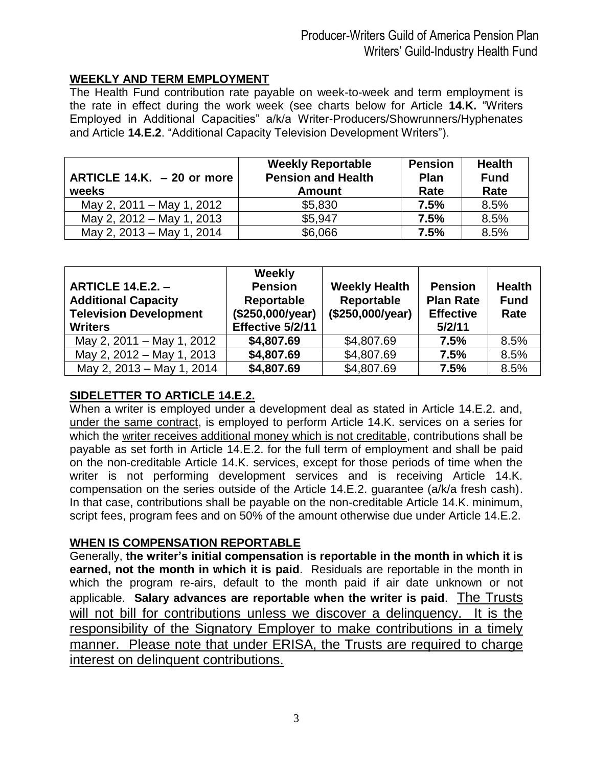## WEEKLY AND TERM EMPLOYMENT

The Health Fund contribution rate payable on week-to-week and term employment is the rate in effect during the work week (see charts below for Article **14.K.** "Writers Employed in Additional Capacities" a/k/a Writer-Producers/Showrunners/Hyphenates and Article **14.E.2**. "Additional Capacity Television Development Writers").

| ARTICLE 14.K. – 20 or more weeks | Weekly Reportable Pension and Health Amount | Pension Plan Rate | Health Fund Rate |
|---|---|---|---|
| May 2, 2011 – May 1, 2012 | $5,830 | **7.5%** | 8.5% |
| May 2, 2012 – May 1, 2013 | $5,947 | **7.5%** | 8.5% |
| May 2, 2013 – May 1, 2014 | $6,066 | **7.5%** | 8.5% |

| ARTICLE 14.E.2. – Additional Capacity Television Development Writers | Weekly Pension Reportable ($250,000/year) Effective 5/2/11 | Weekly Health Reportable ($250,000/year) | Pension Plan Rate Effective 5/2/11 | Health Fund Rate |
|---|---|---|---|---|
| May 2, 2011 – May 1, 2012 | **$4,807.69** | $4,807.69 | **7.5%** | 8.5% |
| May 2, 2012 – May 1, 2013 | **$4,807.69** | $4,807.69 | **7.5%** | 8.5% |
| May 2, 2013 – May 1, 2014 | **$4,807.69** | $4,807.69 | **7.5%** | 8.5% |

## SIDELETTER TO ARTICLE 14.E.2.

When a writer is employed under a development deal as stated in Article 14.E.2. and, under the same contract, is employed to perform Article 14.K. services on a series for which the writer receives additional money which is not creditable, contributions shall be payable as set forth in Article 14.E.2. for the full term of employment and shall be paid on the non-creditable Article 14.K. services, except for those periods of time when the writer is not performing development services and is receiving Article 14.K. compensation on the series outside of the Article 14.E.2. guarantee (a/k/a fresh cash). In that case, contributions shall be payable on the non-creditable Article 14.K. minimum, script fees, program fees and on 50% of the amount otherwise due under Article 14.E.2.

## WHEN IS COMPENSATION REPORTABLE

Generally, **the writer's initial compensation is reportable in the month in which it is earned, not the month in which it is paid**. Residuals are reportable in the month in which the program re-airs, default to the month paid if air date unknown or not applicable. **Salary advances are reportable when the writer is paid**. The Trusts will not bill for contributions unless we discover a delinquency. It is the responsibility of the Signatory Employer to make contributions in a timely manner. Please note that under ERISA, the Trusts are required to charge interest on delinquent contributions.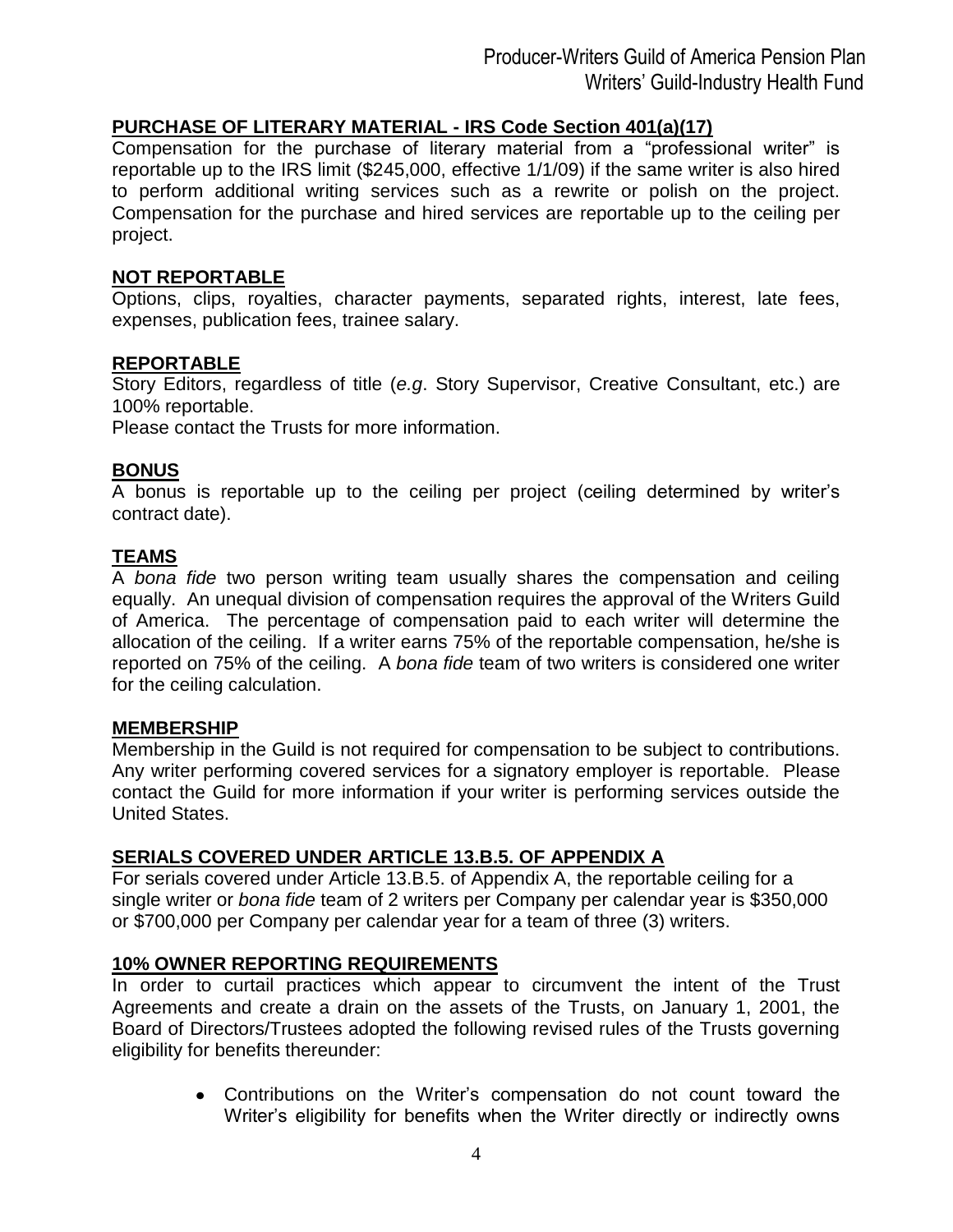## PURCHASE OF LITERARY MATERIAL - IRS Code Section 401(a)(17)

Compensation for the purchase of literary material from a "professional writer" is reportable up to the IRS limit ($245,000, effective 1/1/09) if the same writer is also hired to perform additional writing services such as a rewrite or polish on the project. Compensation for the purchase and hired services are reportable up to the ceiling per project.

## NOT REPORTABLE

Options, clips, royalties, character payments, separated rights, interest, late fees, expenses, publication fees, trainee salary.

## REPORTABLE

Story Editors, regardless of title (*e.g*. Story Supervisor, Creative Consultant, etc.) are 100% reportable.

Please contact the Trusts for more information.

## BONUS

A bonus is reportable up to the ceiling per project (ceiling determined by writer's contract date).

## TEAMS

A *bona fide* two person writing team usually shares the compensation and ceiling equally. An unequal division of compensation requires the approval of the Writers Guild of America. The percentage of compensation paid to each writer will determine the allocation of the ceiling. If a writer earns 75% of the reportable compensation, he/she is reported on 75% of the ceiling. A *bona fide* team of two writers is considered one writer for the ceiling calculation.

## MEMBERSHIP

Membership in the Guild is not required for compensation to be subject to contributions. Any writer performing covered services for a signatory employer is reportable. Please contact the Guild for more information if your writer is performing services outside the United States.

## SERIALS COVERED UNDER ARTICLE 13.B.5. OF APPENDIX A

For serials covered under Article 13.B.5. of Appendix A, the reportable ceiling for a single writer or *bona fide* team of 2 writers per Company per calendar year is $350,000 or $700,000 per Company per calendar year for a team of three (3) writers.

## 10% OWNER REPORTING REQUIREMENTS

In order to curtail practices which appear to circumvent the intent of the Trust Agreements and create a drain on the assets of the Trusts, on January 1, 2001, the Board of Directors/Trustees adopted the following revised rules of the Trusts governing eligibility for benefits thereunder:

- Contributions on the Writer's compensation do not count toward the Writer's eligibility for benefits when the Writer directly or indirectly owns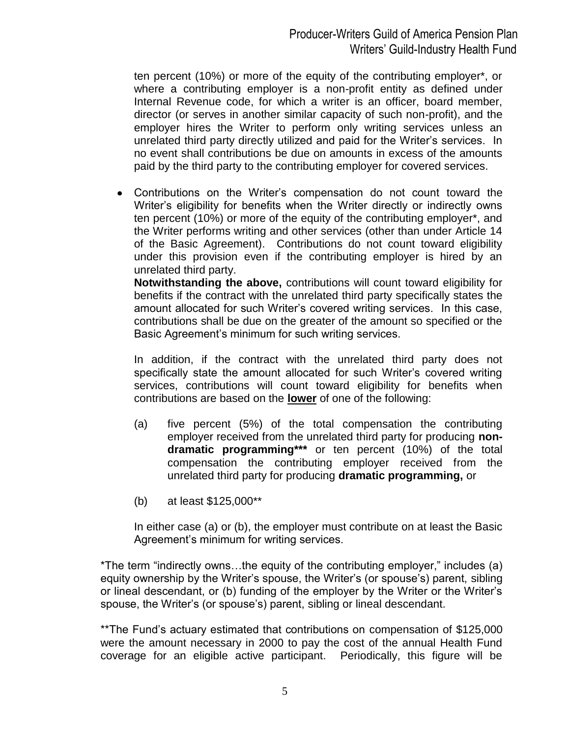ten percent (10%) or more of the equity of the contributing employer*, or where a contributing employer is a non-profit entity as defined under Internal Revenue code, for which a writer is an officer, board member, director (or serves in another similar capacity of such non-profit), and the employer hires the Writer to perform only writing services unless an unrelated third party directly utilized and paid for the Writer's services. In no event shall contributions be due on amounts in excess of the amounts paid by the third party to the contributing employer for covered services.

- Contributions on the Writer's compensation do not count toward the Writer's eligibility for benefits when the Writer directly or indirectly owns ten percent (10%) or more of the equity of the contributing employer*, and the Writer performs writing and other services (other than under Article 14 of the Basic Agreement). Contributions do not count toward eligibility under this provision even if the contributing employer is hired by an unrelated third party.

  **Notwithstanding the above,** contributions will count toward eligibility for benefits if the contract with the unrelated third party specifically states the amount allocated for such Writer's covered writing services. In this case, contributions shall be due on the greater of the amount so specified or the Basic Agreement's minimum for such writing services.

  In addition, if the contract with the unrelated third party does not specifically state the amount allocated for such Writer's covered writing services, contributions will count toward eligibility for benefits when contributions are based on the **lower** of one of the following:

  (a) five percent (5%) of the total compensation the contributing employer received from the unrelated third party for producing **non-dramatic programming*** ** or ten percent (10%) of the total compensation the contributing employer received from the unrelated third party for producing **dramatic programming,** or

  (b) at least $125,000**

  In either case (a) or (b), the employer must contribute on at least the Basic Agreement's minimum for writing services.

*The term "indirectly owns…the equity of the contributing employer," includes (a) equity ownership by the Writer's spouse, the Writer's (or spouse's) parent, sibling or lineal descendant, or (b) funding of the employer by the Writer or the Writer's spouse, the Writer's (or spouse's) parent, sibling or lineal descendant.

**The Fund's actuary estimated that contributions on compensation of $125,000 were the amount necessary in 2000 to pay the cost of the annual Health Fund coverage for an eligible active participant. Periodically, this figure will be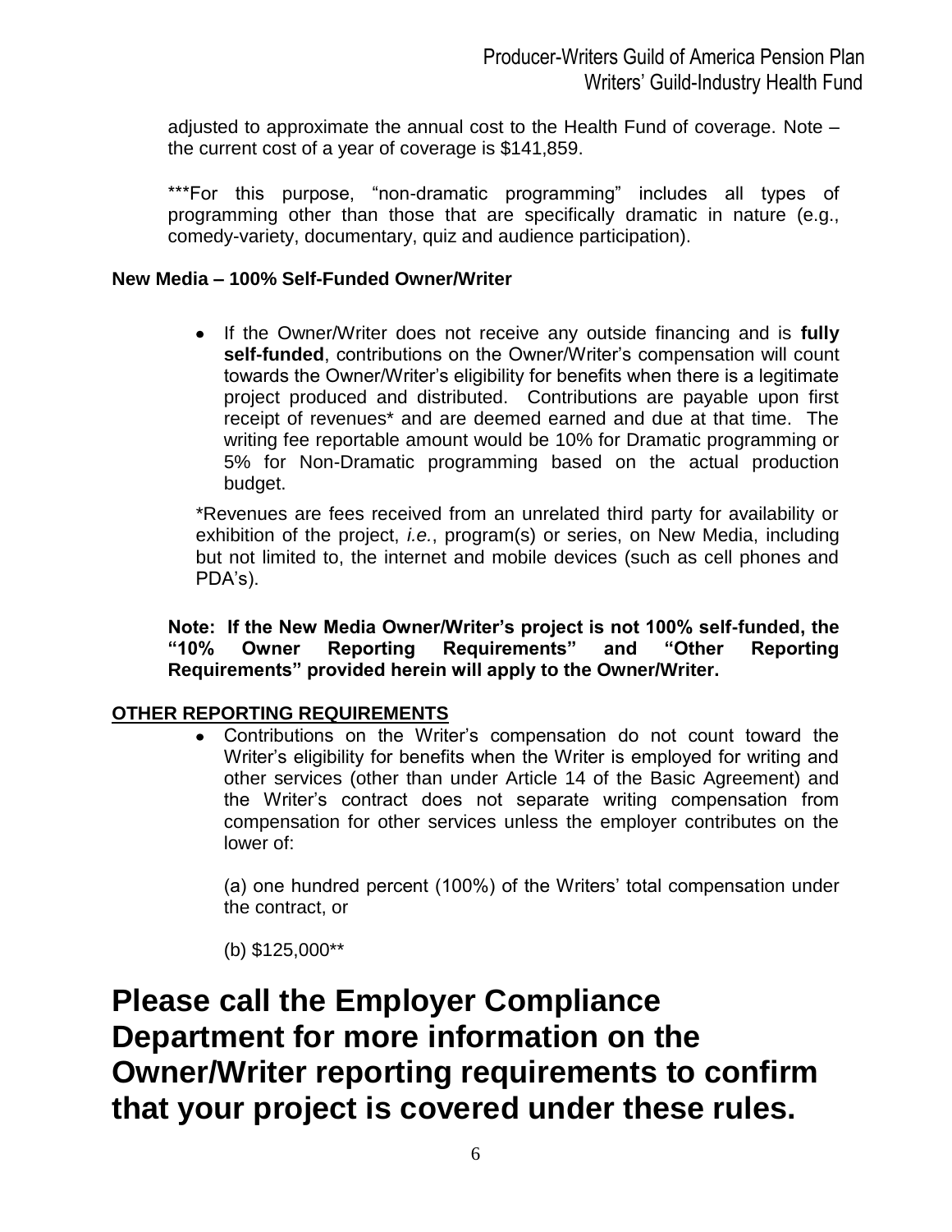adjusted to approximate the annual cost to the Health Fund of coverage. Note – the current cost of a year of coverage is $141,859.

***For this purpose, "non-dramatic programming" includes all types of programming other than those that are specifically dramatic in nature (e.g., comedy-variety, documentary, quiz and audience participation).

**New Media – 100% Self-Funded Owner/Writer**

- If the Owner/Writer does not receive any outside financing and is **fully self-funded**, contributions on the Owner/Writer's compensation will count towards the Owner/Writer's eligibility for benefits when there is a legitimate project produced and distributed. Contributions are payable upon first receipt of revenues* and are deemed earned and due at that time. The writing fee reportable amount would be 10% for Dramatic programming or 5% for Non-Dramatic programming based on the actual production budget.

*Revenues are fees received from an unrelated third party for availability or exhibition of the project, *i.e.*, program(s) or series, on New Media, including but not limited to, the internet and mobile devices (such as cell phones and PDA's).

**Note: If the New Media Owner/Writer's project is not 100% self-funded, the "10% Owner Reporting Requirements" and "Other Reporting Requirements" provided herein will apply to the Owner/Writer.**

**OTHER REPORTING REQUIREMENTS**

- Contributions on the Writer's compensation do not count toward the Writer's eligibility for benefits when the Writer is employed for writing and other services (other than under Article 14 of the Basic Agreement) and the Writer's contract does not separate writing compensation from compensation for other services unless the employer contributes on the lower of:

  (a) one hundred percent (100%) of the Writers' total compensation under the contract, or

  (b) $125,000**

# Please call the Employer Compliance Department for more information on the Owner/Writer reporting requirements to confirm that your project is covered under these rules.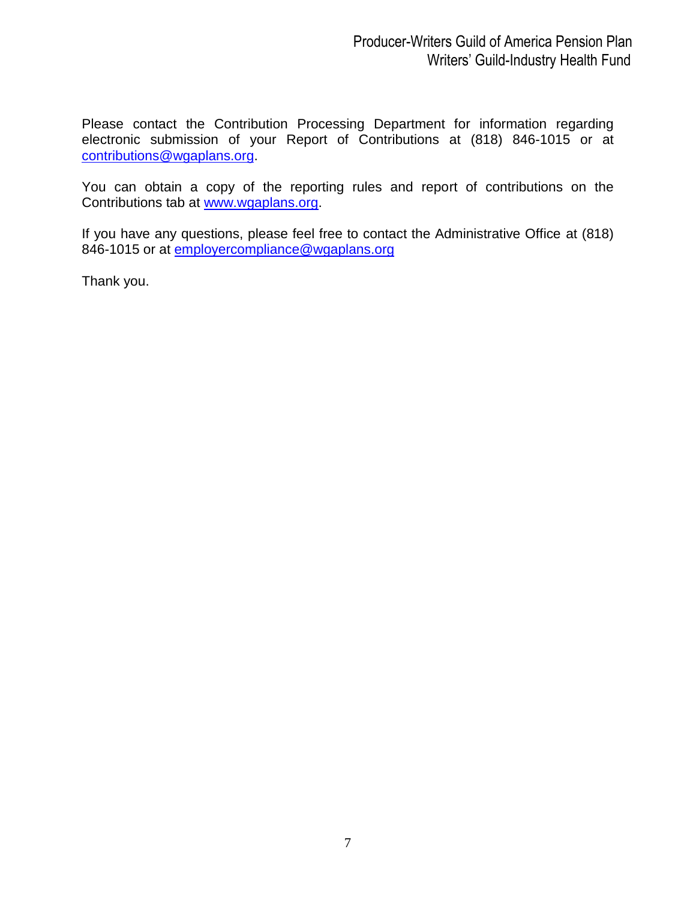Please contact the Contribution Processing Department for information regarding electronic submission of your Report of Contributions at (818) 846-1015 or at contributions@wgaplans.org.

You can obtain a copy of the reporting rules and report of contributions on the Contributions tab at www.wgaplans.org.

If you have any questions, please feel free to contact the Administrative Office at (818) 846-1015 or at employercompliance@wgaplans.org

Thank you.